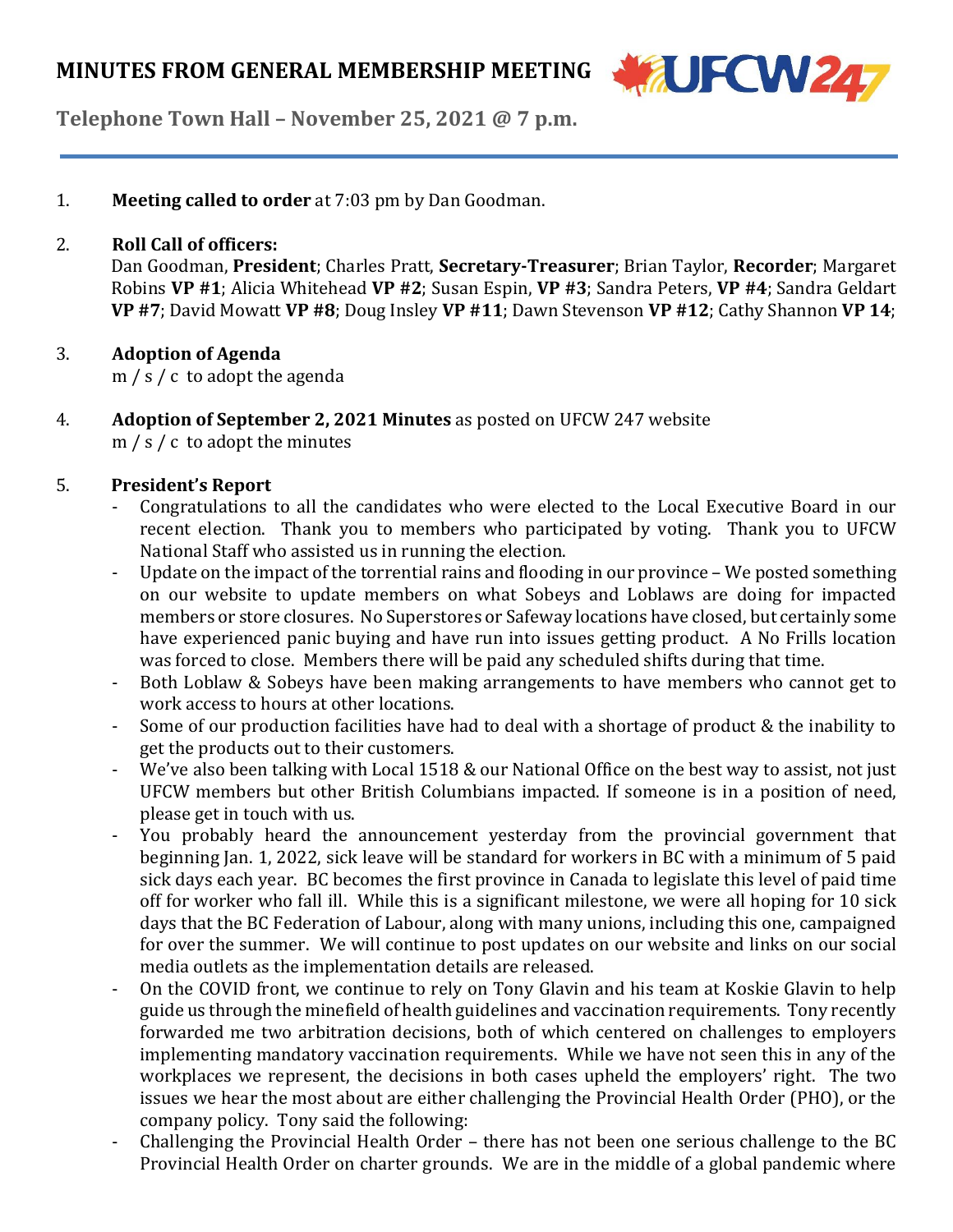# MINUTES FROM GENERAL MEMBERSHIP MEETING

**Telephone Town Hall – November 25, 2021 @ 7 p.m.**

1. **Meeting called to order** at 7:03 pm by Dan Goodman.

2. **Roll Call of officers:**
   Dan Goodman, **President**; Charles Pratt, **Secretary-Treasurer**; Brian Taylor, **Recorder**; Margaret Robins **VP #1**; Alicia Whitehead **VP #2**; Susan Espin, **VP #3**; Sandra Peters, **VP #4**; Sandra Geldart **VP #7**; David Mowatt **VP #8**; Doug Insley **VP #11**; Dawn Stevenson **VP #12**; Cathy Shannon **VP 14**;

3. **Adoption of Agenda**
   m / s / c to adopt the agenda

4. **Adoption of September 2, 2021 Minutes** as posted on UFCW 247 website
   m / s / c to adopt the minutes

5. **President's Report**
   - Congratulations to all the candidates who were elected to the Local Executive Board in our recent election. Thank you to members who participated by voting. Thank you to UFCW National Staff who assisted us in running the election.
   - Update on the impact of the torrential rains and flooding in our province – We posted something on our website to update members on what Sobeys and Loblaws are doing for impacted members or store closures. No Superstores or Safeway locations have closed, but certainly some have experienced panic buying and have run into issues getting product. A No Frills location was forced to close. Members there will be paid any scheduled shifts during that time.
   - Both Loblaw & Sobeys have been making arrangements to have members who cannot get to work access to hours at other locations.
   - Some of our production facilities have had to deal with a shortage of product & the inability to get the products out to their customers.
   - We've also been talking with Local 1518 & our National Office on the best way to assist, not just UFCW members but other British Columbians impacted. If someone is in a position of need, please get in touch with us.
   - You probably heard the announcement yesterday from the provincial government that beginning Jan. 1, 2022, sick leave will be standard for workers in BC with a minimum of 5 paid sick days each year. BC becomes the first province in Canada to legislate this level of paid time off for worker who fall ill. While this is a significant milestone, we were all hoping for 10 sick days that the BC Federation of Labour, along with many unions, including this one, campaigned for over the summer. We will continue to post updates on our website and links on our social media outlets as the implementation details are released.
   - On the COVID front, we continue to rely on Tony Glavin and his team at Koskie Glavin to help guide us through the minefield of health guidelines and vaccination requirements. Tony recently forwarded me two arbitration decisions, both of which centered on challenges to employers implementing mandatory vaccination requirements. While we have not seen this in any of the workplaces we represent, the decisions in both cases upheld the employers' right. The two issues we hear the most about are either challenging the Provincial Health Order (PHO), or the company policy. Tony said the following:
   - Challenging the Provincial Health Order – there has not been one serious challenge to the BC Provincial Health Order on charter grounds. We are in the middle of a global pandemic where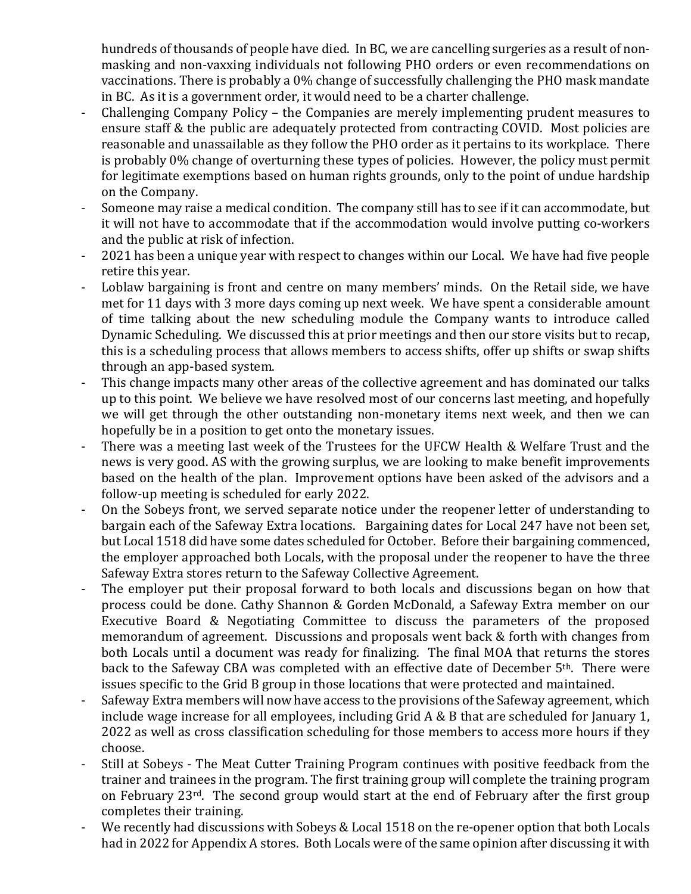hundreds of thousands of people have died. In BC, we are cancelling surgeries as a result of non-masking and non-vaxxing individuals not following PHO orders or even recommendations on vaccinations. There is probably a 0% change of successfully challenging the PHO mask mandate in BC. As it is a government order, it would need to be a charter challenge.

- Challenging Company Policy – the Companies are merely implementing prudent measures to ensure staff & the public are adequately protected from contracting COVID. Most policies are reasonable and unassailable as they follow the PHO order as it pertains to its workplace. There is probably 0% change of overturning these types of policies. However, the policy must permit for legitimate exemptions based on human rights grounds, only to the point of undue hardship on the Company.
- Someone may raise a medical condition. The company still has to see if it can accommodate, but it will not have to accommodate that if the accommodation would involve putting co-workers and the public at risk of infection.
- 2021 has been a unique year with respect to changes within our Local. We have had five people retire this year.
- Loblaw bargaining is front and centre on many members' minds. On the Retail side, we have met for 11 days with 3 more days coming up next week. We have spent a considerable amount of time talking about the new scheduling module the Company wants to introduce called Dynamic Scheduling. We discussed this at prior meetings and then our store visits but to recap, this is a scheduling process that allows members to access shifts, offer up shifts or swap shifts through an app-based system.
- This change impacts many other areas of the collective agreement and has dominated our talks up to this point. We believe we have resolved most of our concerns last meeting, and hopefully we will get through the other outstanding non-monetary items next week, and then we can hopefully be in a position to get onto the monetary issues.
- There was a meeting last week of the Trustees for the UFCW Health & Welfare Trust and the news is very good. AS with the growing surplus, we are looking to make benefit improvements based on the health of the plan. Improvement options have been asked of the advisors and a follow-up meeting is scheduled for early 2022.
- On the Sobeys front, we served separate notice under the reopener letter of understanding to bargain each of the Safeway Extra locations. Bargaining dates for Local 247 have not been set, but Local 1518 did have some dates scheduled for October. Before their bargaining commenced, the employer approached both Locals, with the proposal under the reopener to have the three Safeway Extra stores return to the Safeway Collective Agreement.
- The employer put their proposal forward to both locals and discussions began on how that process could be done. Cathy Shannon & Gorden McDonald, a Safeway Extra member on our Executive Board & Negotiating Committee to discuss the parameters of the proposed memorandum of agreement. Discussions and proposals went back & forth with changes from both Locals until a document was ready for finalizing. The final MOA that returns the stores back to the Safeway CBA was completed with an effective date of December 5th. There were issues specific to the Grid B group in those locations that were protected and maintained.
- Safeway Extra members will now have access to the provisions of the Safeway agreement, which include wage increase for all employees, including Grid A & B that are scheduled for January 1, 2022 as well as cross classification scheduling for those members to access more hours if they choose.
- Still at Sobeys - The Meat Cutter Training Program continues with positive feedback from the trainer and trainees in the program. The first training group will complete the training program on February 23rd. The second group would start at the end of February after the first group completes their training.
- We recently had discussions with Sobeys & Local 1518 on the re-opener option that both Locals had in 2022 for Appendix A stores. Both Locals were of the same opinion after discussing it with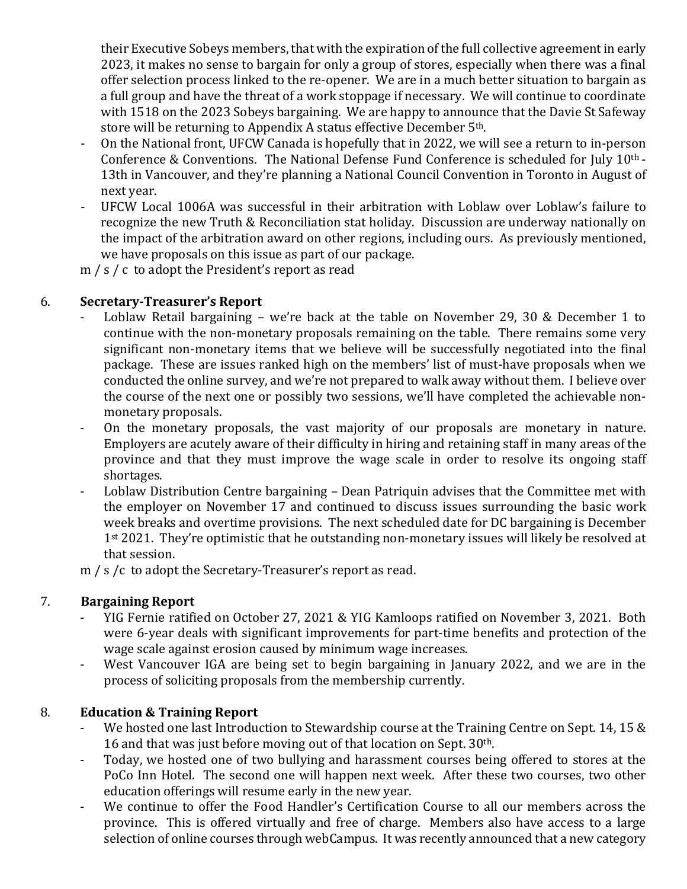their Executive Sobeys members, that with the expiration of the full collective agreement in early 2023, it makes no sense to bargain for only a group of stores, especially when there was a final offer selection process linked to the re-opener. We are in a much better situation to bargain as a full group and have the threat of a work stoppage if necessary. We will continue to coordinate with 1518 on the 2023 Sobeys bargaining. We are happy to announce that the Davie St Safeway store will be returning to Appendix A status effective December 5th.

- On the National front, UFCW Canada is hopefully that in 2022, we will see a return to in-person Conference & Conventions. The National Defense Fund Conference is scheduled for July 10th - 13th in Vancouver, and they're planning a National Council Convention in Toronto in August of next year.
- UFCW Local 1006A was successful in their arbitration with Loblaw over Loblaw's failure to recognize the new Truth & Reconciliation stat holiday. Discussion are underway nationally on the impact of the arbitration award on other regions, including ours. As previously mentioned, we have proposals on this issue as part of our package.

m / s / c to adopt the President's report as read

6. **Secretary-Treasurer's Report**

- Loblaw Retail bargaining – we're back at the table on November 29, 30 & December 1 to continue with the non-monetary proposals remaining on the table. There remains some very significant non-monetary items that we believe will be successfully negotiated into the final package. These are issues ranked high on the members' list of must-have proposals when we conducted the online survey, and we're not prepared to walk away without them. I believe over the course of the next one or possibly two sessions, we'll have completed the achievable non-monetary proposals.
- On the monetary proposals, the vast majority of our proposals are monetary in nature. Employers are acutely aware of their difficulty in hiring and retaining staff in many areas of the province and that they must improve the wage scale in order to resolve its ongoing staff shortages.
- Loblaw Distribution Centre bargaining – Dean Patriquin advises that the Committee met with the employer on November 17 and continued to discuss issues surrounding the basic work week breaks and overtime provisions. The next scheduled date for DC bargaining is December 1st 2021. They're optimistic that he outstanding non-monetary issues will likely be resolved at that session.

m / s /c to adopt the Secretary-Treasurer's report as read.

7. **Bargaining Report**

- YIG Fernie ratified on October 27, 2021 & YIG Kamloops ratified on November 3, 2021. Both were 6-year deals with significant improvements for part-time benefits and protection of the wage scale against erosion caused by minimum wage increases.
- West Vancouver IGA are being set to begin bargaining in January 2022, and we are in the process of soliciting proposals from the membership currently.

8. **Education & Training Report**

- We hosted one last Introduction to Stewardship course at the Training Centre on Sept. 14, 15 & 16 and that was just before moving out of that location on Sept. 30th.
- Today, we hosted one of two bullying and harassment courses being offered to stores at the PoCo Inn Hotel. The second one will happen next week. After these two courses, two other education offerings will resume early in the new year.
- We continue to offer the Food Handler's Certification Course to all our members across the province. This is offered virtually and free of charge. Members also have access to a large selection of online courses through webCampus. It was recently announced that a new category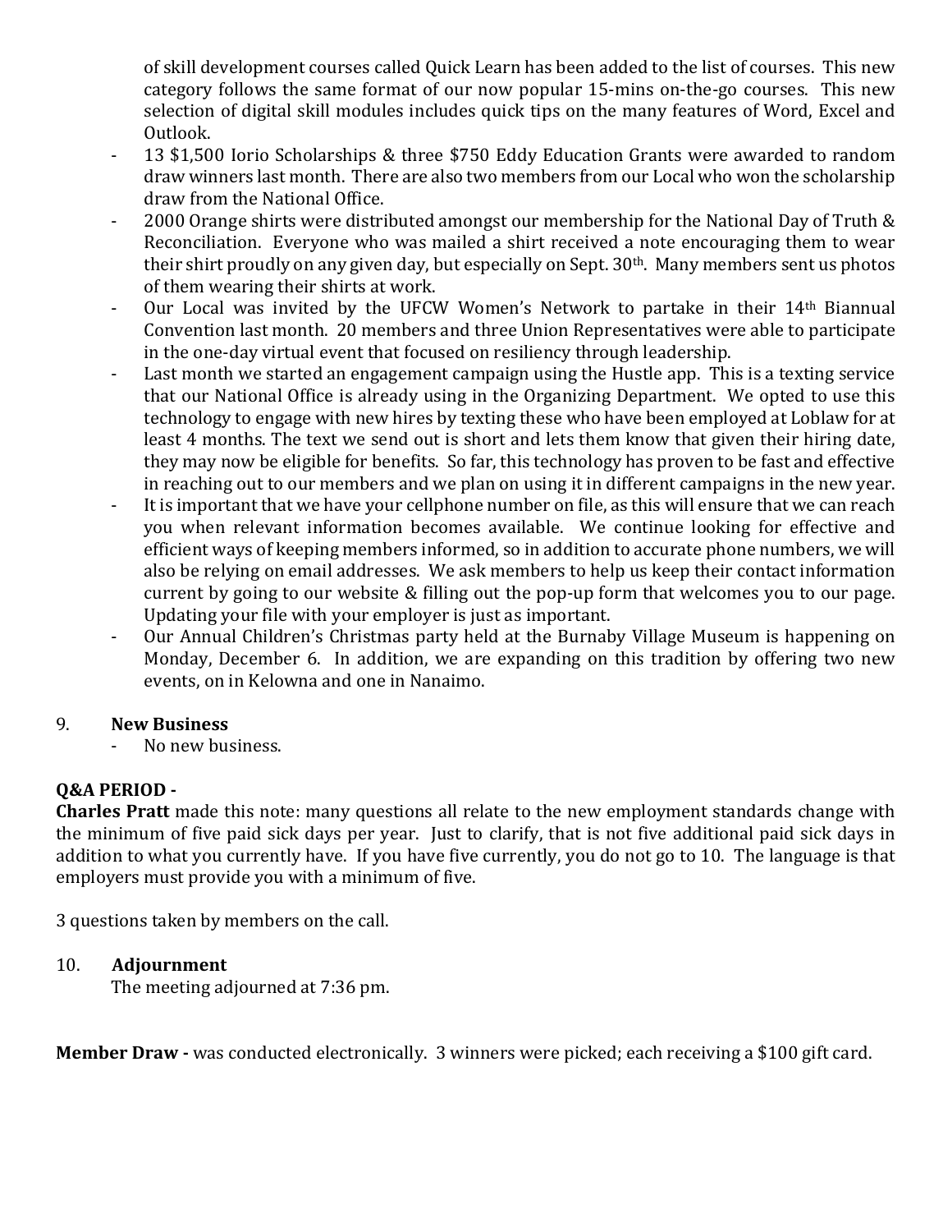of skill development courses called Quick Learn has been added to the list of courses. This new category follows the same format of our now popular 15-mins on-the-go courses. This new selection of digital skill modules includes quick tips on the many features of Word, Excel and Outlook.

- 13 $1,500 Iorio Scholarships & three $750 Eddy Education Grants were awarded to random draw winners last month. There are also two members from our Local who won the scholarship draw from the National Office.
- 2000 Orange shirts were distributed amongst our membership for the National Day of Truth & Reconciliation. Everyone who was mailed a shirt received a note encouraging them to wear their shirt proudly on any given day, but especially on Sept. 30th. Many members sent us photos of them wearing their shirts at work.
- Our Local was invited by the UFCW Women's Network to partake in their 14th Biannual Convention last month. 20 members and three Union Representatives were able to participate in the one-day virtual event that focused on resiliency through leadership.
- Last month we started an engagement campaign using the Hustle app. This is a texting service that our National Office is already using in the Organizing Department. We opted to use this technology to engage with new hires by texting these who have been employed at Loblaw for at least 4 months. The text we send out is short and lets them know that given their hiring date, they may now be eligible for benefits. So far, this technology has proven to be fast and effective in reaching out to our members and we plan on using it in different campaigns in the new year.
- It is important that we have your cellphone number on file, as this will ensure that we can reach you when relevant information becomes available. We continue looking for effective and efficient ways of keeping members informed, so in addition to accurate phone numbers, we will also be relying on email addresses. We ask members to help us keep their contact information current by going to our website & filling out the pop-up form that welcomes you to our page. Updating your file with your employer is just as important.
- Our Annual Children's Christmas party held at the Burnaby Village Museum is happening on Monday, December 6. In addition, we are expanding on this tradition by offering two new events, on in Kelowna and one in Nanaimo.

9. **New Business**
   - No new business.

**Q&A PERIOD -**
**Charles Pratt** made this note: many questions all relate to the new employment standards change with the minimum of five paid sick days per year. Just to clarify, that is not five additional paid sick days in addition to what you currently have. If you have five currently, you do not go to 10. The language is that employers must provide you with a minimum of five.

3 questions taken by members on the call.

10. **Adjournment**
    The meeting adjourned at 7:36 pm.

**Member Draw -** was conducted electronically. 3 winners were picked; each receiving a $100 gift card.